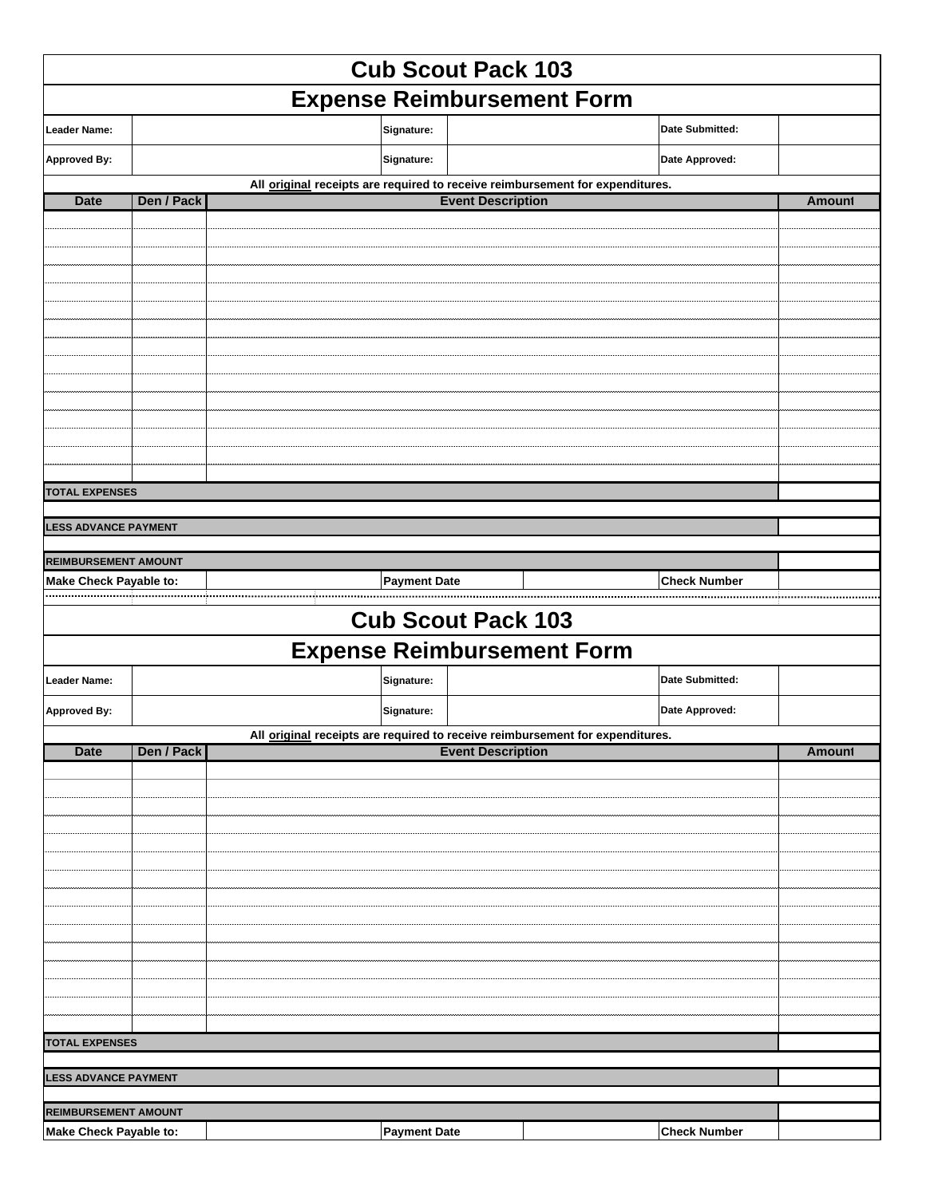# Cub Scout Pack 103

## Expense Reimbursement Form

| Leader Name: | | Signature: | | Date Submitted: | |
|---|---|---|---|---|---|
| Approved By: | | Signature: | | Date Approved: | |

All <u>original</u> receipts are required to receive reimbursement for expenditures.

| Date | Den / Pack | Event Description | Amount |
|---|---|---|---|
| | | | |
| | | | |
| | | | |
| | | | |
| | | | |
| | | | |
| | | | |
| | | | |
| | | | |
| | | | |
| | | | |
| | | | |
| | | | |
| | | | |
| | | | |
| **TOTAL EXPENSES** | | | |
| **LESS ADVANCE PAYMENT** | | | |
| **REIMBURSEMENT AMOUNT** | | | |

| Make Check Payable to: | | Payment Date | | Check Number | |
|---|---|---|---|---|---|

# Cub Scout Pack 103

## Expense Reimbursement Form

| Leader Name: | | Signature: | | Date Submitted: | |
|---|---|---|---|---|---|
| Approved By: | | Signature: | | Date Approved: | |

All <u>original</u> receipts are required to receive reimbursement for expenditures.

| Date | Den / Pack | Event Description | Amount |
|---|---|---|---|
| | | | |
| | | | |
| | | | |
| | | | |
| | | | |
| | | | |
| | | | |
| | | | |
| | | | |
| | | | |
| | | | |
| | | | |
| | | | |
| | | | |
| | | | |
| **TOTAL EXPENSES** | | | |
| **LESS ADVANCE PAYMENT** | | | |
| **REIMBURSEMENT AMOUNT** | | | |

| Make Check Payable to: | | Payment Date | | Check Number | |
|---|---|---|---|---|---|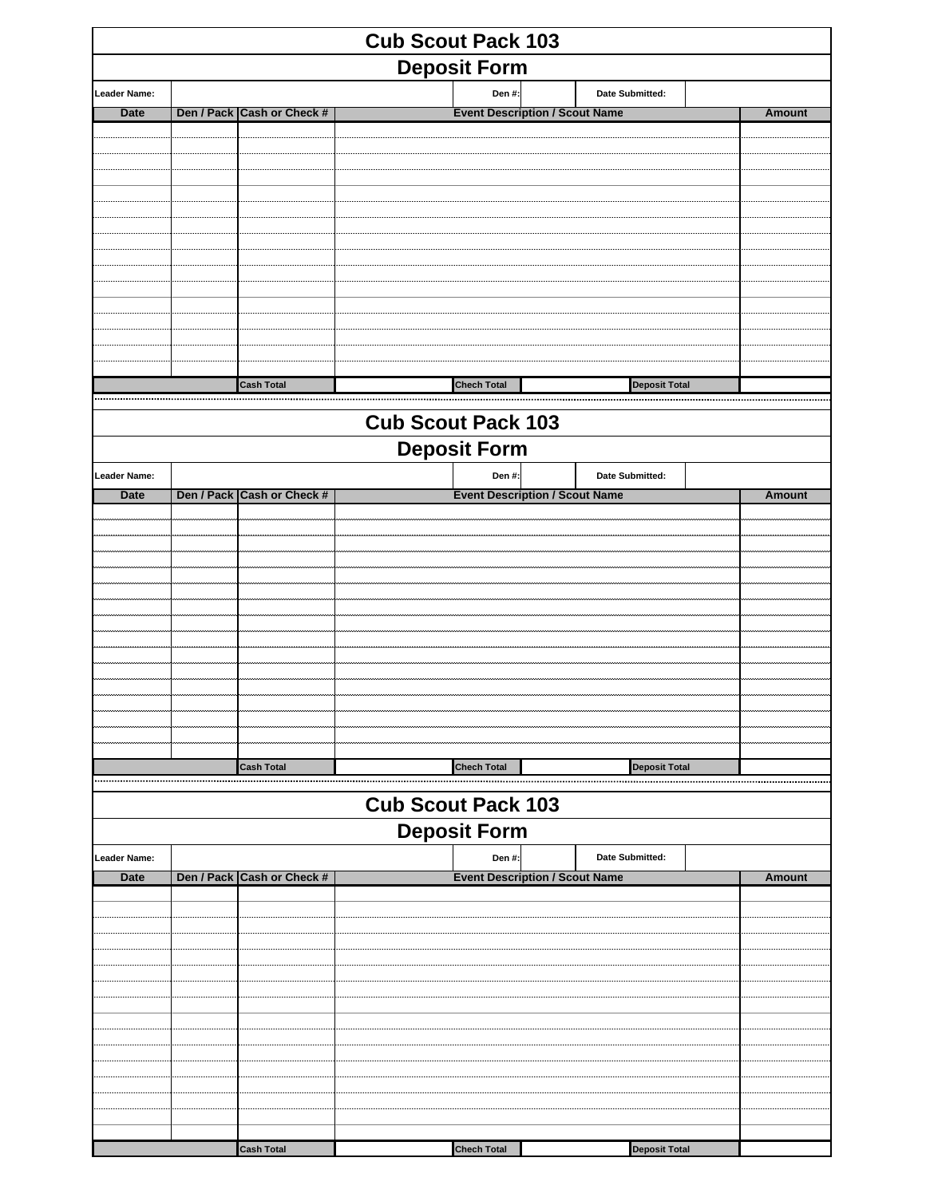# Cub Scout Pack 103

## Deposit Form

| Leader Name: | | | Den #: | | Date Submitted: | |
|---|---|---|---|---|---|---|

| Date | Den / Pack | Cash or Check # | Event Description / Scout Name | Amount |
|---|---|---|---|---|
| | | | | |
| | | | | |
| | | | | |
| | | | | |
| | | | | |
| | | | | |
| | | | | |
| | | | | |
| | | | | |
| | | | | |
| | | | | |
| | | | | |
| | | | | |
| | | | | |
| | | | | |
| | | | | |

| | Cash Total | | Chech Total | | Deposit Total | |
|---|---|---|---|---|---|---|

# Cub Scout Pack 103

## Deposit Form

| Leader Name: | | | Den #: | | Date Submitted: | |
|---|---|---|---|---|---|---|

| Date | Den / Pack | Cash or Check # | Event Description / Scout Name | Amount |
|---|---|---|---|---|
| | | | | |
| | | | | |
| | | | | |
| | | | | |
| | | | | |
| | | | | |
| | | | | |
| | | | | |
| | | | | |
| | | | | |
| | | | | |
| | | | | |
| | | | | |
| | | | | |
| | | | | |
| | | | | |

| | Cash Total | | Chech Total | | Deposit Total | |
|---|---|---|---|---|---|---|

# Cub Scout Pack 103

## Deposit Form

| Leader Name: | | | Den #: | | Date Submitted: | |
|---|---|---|---|---|---|---|

| Date | Den / Pack | Cash or Check # | Event Description / Scout Name | Amount |
|---|---|---|---|---|
| | | | | |
| | | | | |
| | | | | |
| | | | | |
| | | | | |
| | | | | |
| | | | | |
| | | | | |
| | | | | |
| | | | | |
| | | | | |
| | | | | |
| | | | | |
| | | | | |
| | | | | |
| | | | | |

| | Cash Total | | Chech Total | | Deposit Total | |
|---|---|---|---|---|---|---|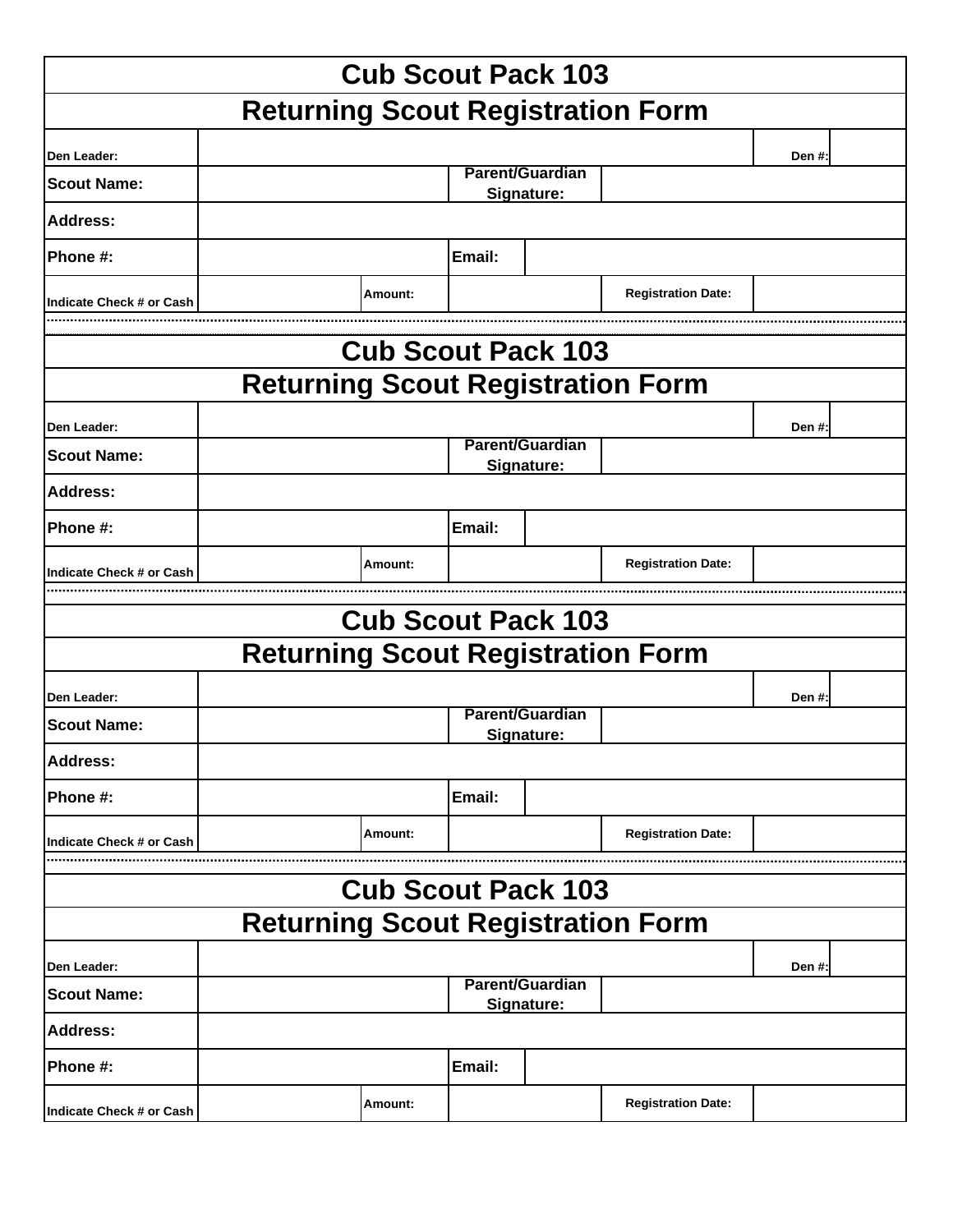# Cub Scout Pack 103

## Returning Scout Registration Form

| | | | | | | | |
|---|---|---|---|---|---|---|---|
| Den Leader: | | | | | | Den #: | |
| Scout Name: | | | Parent/Guardian Signature: | | | | |
| Address: | | | | | | | |
| Phone #: | | | Email: | | | | |
| Indicate Check # or Cash | | Amount: | | | Registration Date: | | |

---

# Cub Scout Pack 103

## Returning Scout Registration Form

| | | | | | | | |
|---|---|---|---|---|---|---|---|
| Den Leader: | | | | | | Den #: | |
| Scout Name: | | | Parent/Guardian Signature: | | | | |
| Address: | | | | | | | |
| Phone #: | | | Email: | | | | |
| Indicate Check # or Cash | | Amount: | | | Registration Date: | | |

---

# Cub Scout Pack 103

## Returning Scout Registration Form

| | | | | | | | |
|---|---|---|---|---|---|---|---|
| Den Leader: | | | | | | Den #: | |
| Scout Name: | | | Parent/Guardian Signature: | | | | |
| Address: | | | | | | | |
| Phone #: | | | Email: | | | | |
| Indicate Check # or Cash | | Amount: | | | Registration Date: | | |

---

# Cub Scout Pack 103

## Returning Scout Registration Form

| | | | | | | | |
|---|---|---|---|---|---|---|---|
| Den Leader: | | | | | | Den #: | |
| Scout Name: | | | Parent/Guardian Signature: | | | | |
| Address: | | | | | | | |
| Phone #: | | | Email: | | | | |
| Indicate Check # or Cash | | Amount: | | | Registration Date: | | |